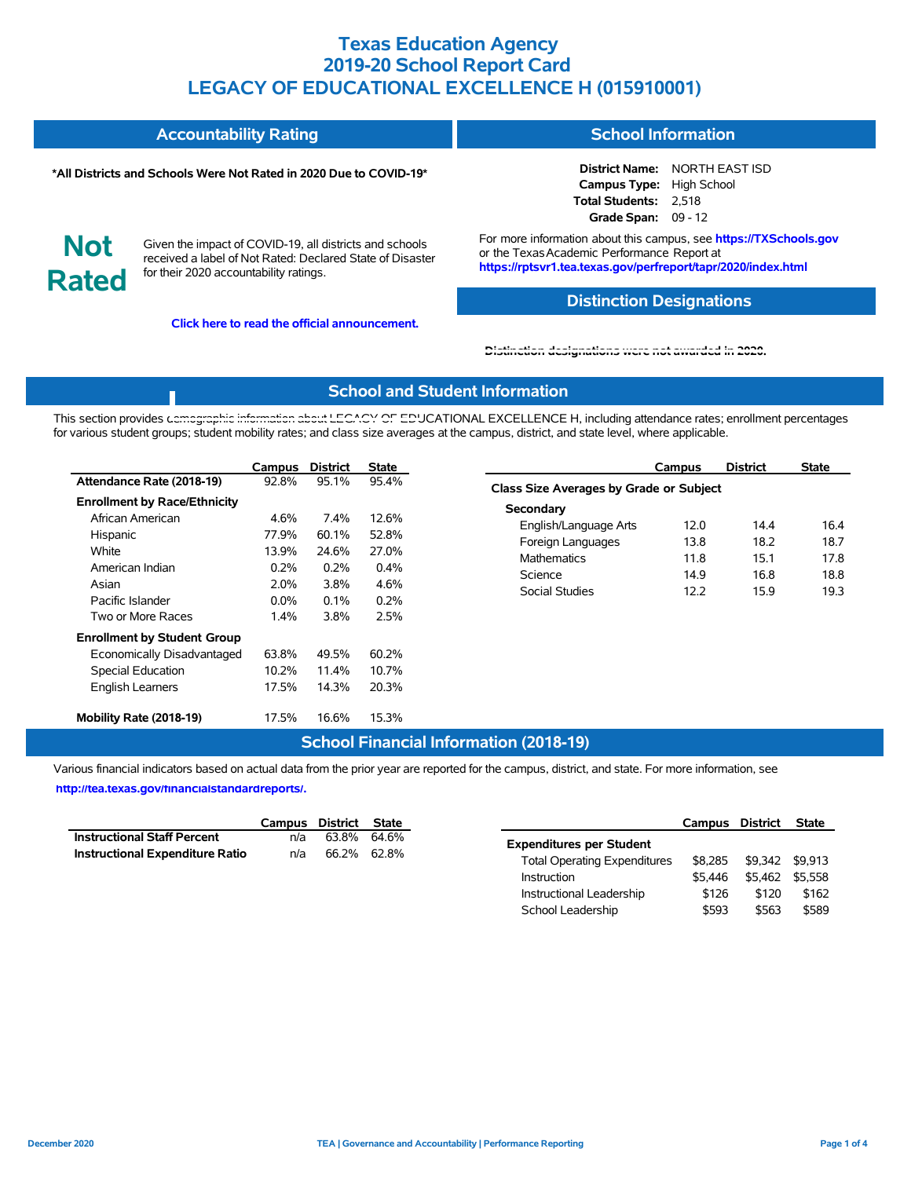# Texas Education Agency
# 2019-20 School Report Card
# LEGACY OF EDUCATIONAL EXCELLENCE H (015910001)

## Accountability Rating

**\*All Districts and Schools Were Not Rated in 2020 Due to COVID-19\***

**Not Rated**

Given the impact of COVID-19, all districts and schools received a label of Not Rated: Declared State of Disaster for their 2020 accountability ratings.

**Click here to read the official announcement.**

## School Information

**District Name:** NORTH EAST ISD
**Campus Type:** High School
**Total Students:** 2,518
**Grade Span:** 09 - 12

For more information about this campus, see **https://TXSchools.gov** or the Texas Academic Performance Report at **https://rptsvr1.tea.texas.gov/perfreport/tapr/2020/index.html**

## Distinction Designations

Distinction designations were not awarded in 2020.

## School and Student Information

This section provides demographic information about LEGACY OF EDUCATIONAL EXCELLENCE H, including attendance rates; enrollment percentages for various student groups; student mobility rates; and class size averages at the campus, district, and state level, where applicable.

| | Campus | District | State |
|---|---|---|---|
| **Attendance Rate (2018-19)** | 92.8% | 95.1% | 95.4% |
| **Enrollment by Race/Ethnicity** | | | |
| African American | 4.6% | 7.4% | 12.6% |
| Hispanic | 77.9% | 60.1% | 52.8% |
| White | 13.9% | 24.6% | 27.0% |
| American Indian | 0.2% | 0.2% | 0.4% |
| Asian | 2.0% | 3.8% | 4.6% |
| Pacific Islander | 0.0% | 0.1% | 0.2% |
| Two or More Races | 1.4% | 3.8% | 2.5% |
| **Enrollment by Student Group** | | | |
| Economically Disadvantaged | 63.8% | 49.5% | 60.2% |
| Special Education | 10.2% | 11.4% | 10.7% |
| English Learners | 17.5% | 14.3% | 20.3% |
| **Mobility Rate (2018-19)** | 17.5% | 16.6% | 15.3% |

| | Campus | District | State |
|---|---|---|---|
| **Class Size Averages by Grade or Subject** | | | |
| **Secondary** | | | |
| English/Language Arts | 12.0 | 14.4 | 16.4 |
| Foreign Languages | 13.8 | 18.2 | 18.7 |
| Mathematics | 11.8 | 15.1 | 17.8 |
| Science | 14.9 | 16.8 | 18.8 |
| Social Studies | 12.2 | 15.9 | 19.3 |

## School Financial Information (2018-19)

Various financial indicators based on actual data from the prior year are reported for the campus, district, and state. For more information, see **http://tea.texas.gov/financialstandardreports/.**

| | Campus | District | State |
|---|---|---|---|
| **Instructional Staff Percent** | n/a | 63.8% | 64.6% |
| **Instructional Expenditure Ratio** | n/a | 66.2% | 62.8% |

| | Campus | District | State |
|---|---|---|---|
| **Expenditures per Student** | | | |
| Total Operating Expenditures | $8,285 | $9,342 | $9,913 |
| Instruction | $5,446 | $5,462 | $5,558 |
| Instructional Leadership | $126 | $120 | $162 |
| School Leadership | $593 | $563 | $589 |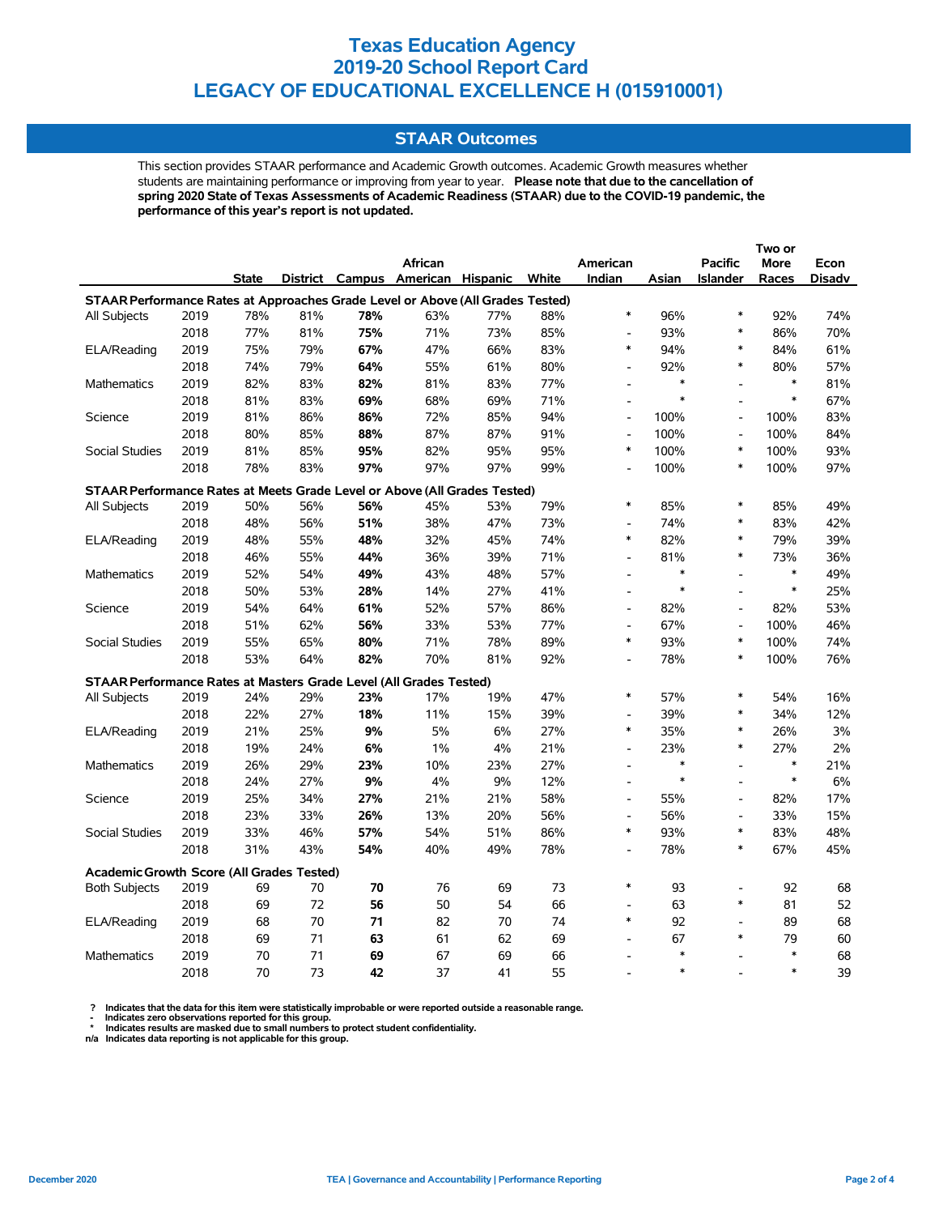# Texas Education Agency
# 2019-20 School Report Card
# LEGACY OF EDUCATIONAL EXCELLENCE H (015910001)

## STAAR Outcomes

This section provides STAAR performance and Academic Growth outcomes. Academic Growth measures whether students are maintaining performance or improving from year to year. **Please note that due to the cancellation of spring 2020 State of Texas Assessments of Academic Readiness (STAAR) due to the COVID-19 pandemic, the performance of this year's report is not updated.**

| | | State | District | Campus | African American | Hispanic | White | American Indian | Asian | Pacific Islander | Two or More Races | Econ Disadv |
|---|---|---|---|---|---|---|---|---|---|---|---|---|
| **STAAR Performance Rates at Approaches Grade Level or Above (All Grades Tested)** | | | | | | | | | | | | |
| All Subjects | 2019 | 78% | 81% | **78%** | 63% | 77% | 88% | * | 96% | * | 92% | 74% |
| | 2018 | 77% | 81% | **75%** | 71% | 73% | 85% | - | 93% | * | 86% | 70% |
| ELA/Reading | 2019 | 75% | 79% | **67%** | 47% | 66% | 83% | * | 94% | * | 84% | 61% |
| | 2018 | 74% | 79% | **64%** | 55% | 61% | 80% | - | 92% | * | 80% | 57% |
| Mathematics | 2019 | 82% | 83% | **82%** | 81% | 83% | 77% | - | * | - | * | 81% |
| | 2018 | 81% | 83% | **69%** | 68% | 69% | 71% | - | * | - | * | 67% |
| Science | 2019 | 81% | 86% | **86%** | 72% | 85% | 94% | - | 100% | - | 100% | 83% |
| | 2018 | 80% | 85% | **88%** | 87% | 87% | 91% | - | 100% | - | 100% | 84% |
| Social Studies | 2019 | 81% | 85% | **95%** | 82% | 95% | 95% | * | 100% | * | 100% | 93% |
| | 2018 | 78% | 83% | **97%** | 97% | 97% | 99% | - | 100% | * | 100% | 97% |
| **STAAR Performance Rates at Meets Grade Level or Above (All Grades Tested)** | | | | | | | | | | | | |
| All Subjects | 2019 | 50% | 56% | **56%** | 45% | 53% | 79% | * | 85% | * | 85% | 49% |
| | 2018 | 48% | 56% | **51%** | 38% | 47% | 73% | - | 74% | * | 83% | 42% |
| ELA/Reading | 2019 | 48% | 55% | **48%** | 32% | 45% | 74% | * | 82% | * | 79% | 39% |
| | 2018 | 46% | 55% | **44%** | 36% | 39% | 71% | - | 81% | * | 73% | 36% |
| Mathematics | 2019 | 52% | 54% | **49%** | 43% | 48% | 57% | - | * | - | * | 49% |
| | 2018 | 50% | 53% | **28%** | 14% | 27% | 41% | - | * | - | * | 25% |
| Science | 2019 | 54% | 64% | **61%** | 52% | 57% | 86% | - | 82% | - | 82% | 53% |
| | 2018 | 51% | 62% | **56%** | 33% | 53% | 77% | - | 67% | - | 100% | 46% |
| Social Studies | 2019 | 55% | 65% | **80%** | 71% | 78% | 89% | * | 93% | * | 100% | 74% |
| | 2018 | 53% | 64% | **82%** | 70% | 81% | 92% | - | 78% | * | 100% | 76% |
| **STAAR Performance Rates at Masters Grade Level (All Grades Tested)** | | | | | | | | | | | | |
| All Subjects | 2019 | 24% | 29% | **23%** | 17% | 19% | 47% | * | 57% | * | 54% | 16% |
| | 2018 | 22% | 27% | **18%** | 11% | 15% | 39% | - | 39% | * | 34% | 12% |
| ELA/Reading | 2019 | 21% | 25% | **9%** | 5% | 6% | 27% | * | 35% | * | 26% | 3% |
| | 2018 | 19% | 24% | **6%** | 1% | 4% | 21% | - | 23% | * | 27% | 2% |
| Mathematics | 2019 | 26% | 29% | **23%** | 10% | 23% | 27% | - | * | - | * | 21% |
| | 2018 | 24% | 27% | **9%** | 4% | 9% | 12% | - | * | - | * | 6% |
| Science | 2019 | 25% | 34% | **27%** | 21% | 21% | 58% | - | 55% | - | 82% | 17% |
| | 2018 | 23% | 33% | **26%** | 13% | 20% | 56% | - | 56% | - | 33% | 15% |
| Social Studies | 2019 | 33% | 46% | **57%** | 54% | 51% | 86% | * | 93% | * | 83% | 48% |
| | 2018 | 31% | 43% | **54%** | 40% | 49% | 78% | - | 78% | * | 67% | 45% |
| **Academic Growth Score (All Grades Tested)** | | | | | | | | | | | | |
| Both Subjects | 2019 | 69 | 70 | **70** | 76 | 69 | 73 | * | 93 | - | 92 | 68 |
| | 2018 | 69 | 72 | **56** | 50 | 54 | 66 | - | 63 | * | 81 | 52 |
| ELA/Reading | 2019 | 68 | 70 | **71** | 82 | 70 | 74 | * | 92 | - | 89 | 68 |
| | 2018 | 69 | 71 | **63** | 61 | 62 | 69 | - | 67 | * | 79 | 60 |
| Mathematics | 2019 | 70 | 71 | **69** | 67 | 69 | 66 | - | * | - | * | 68 |
| | 2018 | 70 | 73 | **42** | 37 | 41 | 55 | - | * | - | * | 39 |

? Indicates that the data for this item were statistically improbable or were reported outside a reasonable range.
- Indicates zero observations reported for this group.
* Indicates results are masked due to small numbers to protect student confidentiality.
n/a Indicates data reporting is not applicable for this group.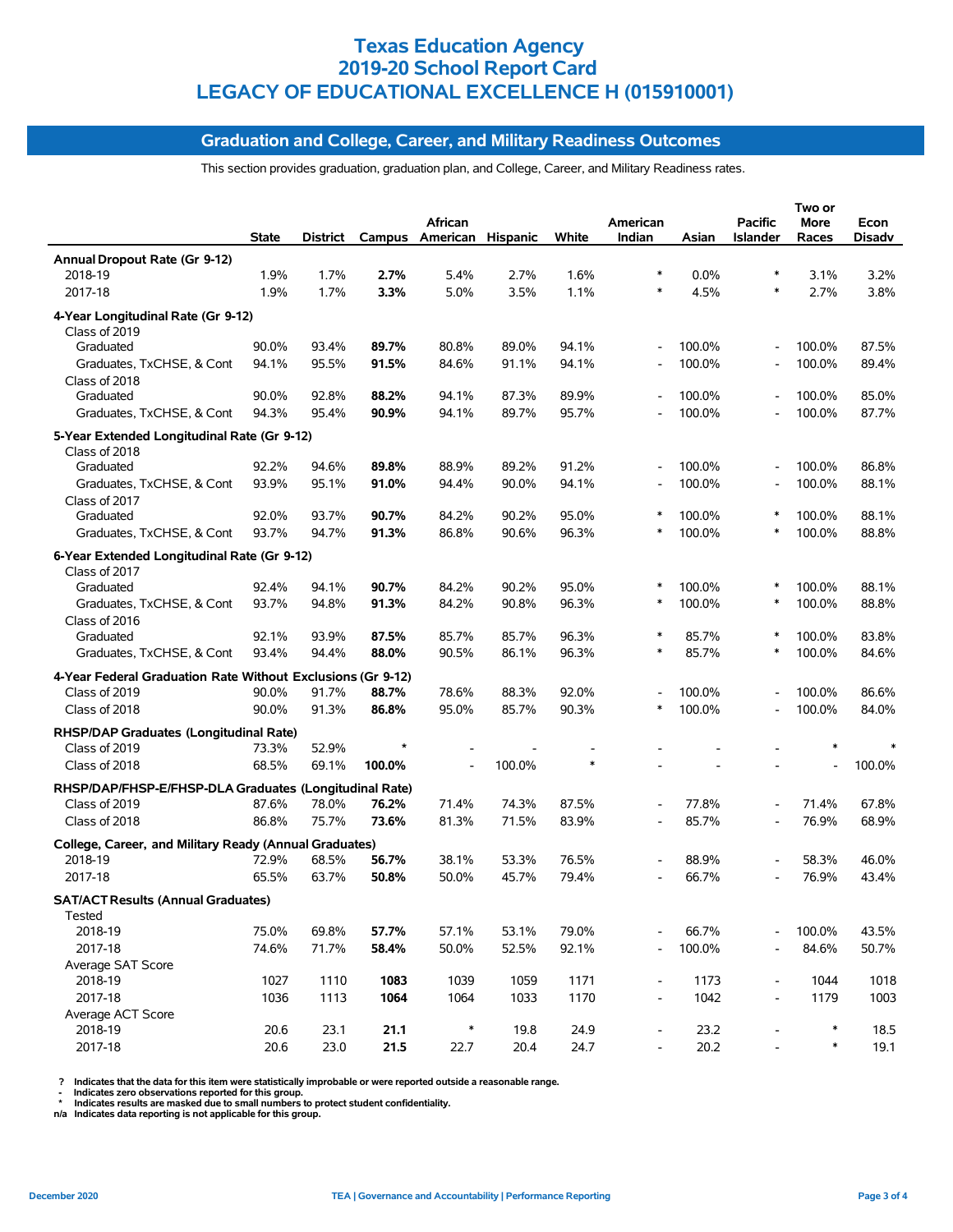# Texas Education Agency
# 2019-20 School Report Card
# LEGACY OF EDUCATIONAL EXCELLENCE H (015910001)

## Graduation and College, Career, and Military Readiness Outcomes

This section provides graduation, graduation plan, and College, Career, and Military Readiness rates.

| | State | District | Campus | African American | Hispanic | White | American Indian | Asian | Pacific Islander | Two or More Races | Econ Disadv |
|---|---|---|---|---|---|---|---|---|---|---|---|
| **Annual Dropout Rate (Gr 9-12)** | | | | | | | | | | | |
| 2018-19 | 1.9% | 1.7% | **2.7%** | 5.4% | 2.7% | 1.6% | * | 0.0% | * | 3.1% | 3.2% |
| 2017-18 | 1.9% | 1.7% | **3.3%** | 5.0% | 3.5% | 1.1% | * | 4.5% | * | 2.7% | 3.8% |
| **4-Year Longitudinal Rate (Gr 9-12)** | | | | | | | | | | | |
| Class of 2019 | | | | | | | | | | | |
| Graduated | 90.0% | 93.4% | **89.7%** | 80.8% | 89.0% | 94.1% | - | 100.0% | - | 100.0% | 87.5% |
| Graduates, TxCHSE, & Cont | 94.1% | 95.5% | **91.5%** | 84.6% | 91.1% | 94.1% | - | 100.0% | - | 100.0% | 89.4% |
| Class of 2018 | | | | | | | | | | | |
| Graduated | 90.0% | 92.8% | **88.2%** | 94.1% | 87.3% | 89.9% | - | 100.0% | - | 100.0% | 85.0% |
| Graduates, TxCHSE, & Cont | 94.3% | 95.4% | **90.9%** | 94.1% | 89.7% | 95.7% | - | 100.0% | - | 100.0% | 87.7% |
| **5-Year Extended Longitudinal Rate (Gr 9-12)** | | | | | | | | | | | |
| Class of 2018 | | | | | | | | | | | |
| Graduated | 92.2% | 94.6% | **89.8%** | 88.9% | 89.2% | 91.2% | - | 100.0% | - | 100.0% | 86.8% |
| Graduates, TxCHSE, & Cont | 93.9% | 95.1% | **91.0%** | 94.4% | 90.0% | 94.1% | - | 100.0% | - | 100.0% | 88.1% |
| Class of 2017 | | | | | | | | | | | |
| Graduated | 92.0% | 93.7% | **90.7%** | 84.2% | 90.2% | 95.0% | * | 100.0% | * | 100.0% | 88.1% |
| Graduates, TxCHSE, & Cont | 93.7% | 94.7% | **91.3%** | 86.8% | 90.6% | 96.3% | * | 100.0% | * | 100.0% | 88.8% |
| **6-Year Extended Longitudinal Rate (Gr 9-12)** | | | | | | | | | | | |
| Class of 2017 | | | | | | | | | | | |
| Graduated | 92.4% | 94.1% | **90.7%** | 84.2% | 90.2% | 95.0% | * | 100.0% | * | 100.0% | 88.1% |
| Graduates, TxCHSE, & Cont | 93.7% | 94.8% | **91.3%** | 84.2% | 90.8% | 96.3% | * | 100.0% | * | 100.0% | 88.8% |
| Class of 2016 | | | | | | | | | | | |
| Graduated | 92.1% | 93.9% | **87.5%** | 85.7% | 85.7% | 96.3% | * | 85.7% | * | 100.0% | 83.8% |
| Graduates, TxCHSE, & Cont | 93.4% | 94.4% | **88.0%** | 90.5% | 86.1% | 96.3% | * | 85.7% | * | 100.0% | 84.6% |
| **4-Year Federal Graduation Rate Without Exclusions (Gr 9-12)** | | | | | | | | | | | |
| Class of 2019 | 90.0% | 91.7% | **88.7%** | 78.6% | 88.3% | 92.0% | - | 100.0% | - | 100.0% | 86.6% |
| Class of 2018 | 90.0% | 91.3% | **86.8%** | 95.0% | 85.7% | 90.3% | * | 100.0% | - | 100.0% | 84.0% |
| **RHSP/DAP Graduates (Longitudinal Rate)** | | | | | | | | | | | |
| Class of 2019 | 73.3% | 52.9% | * | - | - | - | - | - | - | * | * |
| Class of 2018 | 68.5% | 69.1% | **100.0%** | - | 100.0% | * | - | - | - | - | 100.0% |
| **RHSP/DAP/FHSP-E/FHSP-DLA Graduates (Longitudinal Rate)** | | | | | | | | | | | |
| Class of 2019 | 87.6% | 78.0% | **76.2%** | 71.4% | 74.3% | 87.5% | - | 77.8% | - | 71.4% | 67.8% |
| Class of 2018 | 86.8% | 75.7% | **73.6%** | 81.3% | 71.5% | 83.9% | - | 85.7% | - | 76.9% | 68.9% |
| **College, Career, and Military Ready (Annual Graduates)** | | | | | | | | | | | |
| 2018-19 | 72.9% | 68.5% | **56.7%** | 38.1% | 53.3% | 76.5% | - | 88.9% | - | 58.3% | 46.0% |
| 2017-18 | 65.5% | 63.7% | **50.8%** | 50.0% | 45.7% | 79.4% | - | 66.7% | - | 76.9% | 43.4% |
| **SAT/ACT Results (Annual Graduates)** | | | | | | | | | | | |
| Tested | | | | | | | | | | | |
| 2018-19 | 75.0% | 69.8% | **57.7%** | 57.1% | 53.1% | 79.0% | - | 66.7% | - | 100.0% | 43.5% |
| 2017-18 | 74.6% | 71.7% | **58.4%** | 50.0% | 52.5% | 92.1% | - | 100.0% | - | 84.6% | 50.7% |
| Average SAT Score | | | | | | | | | | | |
| 2018-19 | 1027 | 1110 | **1083** | 1039 | 1059 | 1171 | - | 1173 | - | 1044 | 1018 |
| 2017-18 | 1036 | 1113 | **1064** | 1064 | 1033 | 1170 | - | 1042 | - | 1179 | 1003 |
| Average ACT Score | | | | | | | | | | | |
| 2018-19 | 20.6 | 23.1 | **21.1** | * | 19.8 | 24.9 | - | 23.2 | - | * | 18.5 |
| 2017-18 | 20.6 | 23.0 | **21.5** | 22.7 | 20.4 | 24.7 | - | 20.2 | - | * | 19.1 |

? Indicates that the data for this item were statistically improbable or were reported outside a reasonable range.
- Indicates zero observations reported for this group.
* Indicates results are masked due to small numbers to protect student confidentiality.
n/a Indicates data reporting is not applicable for this group.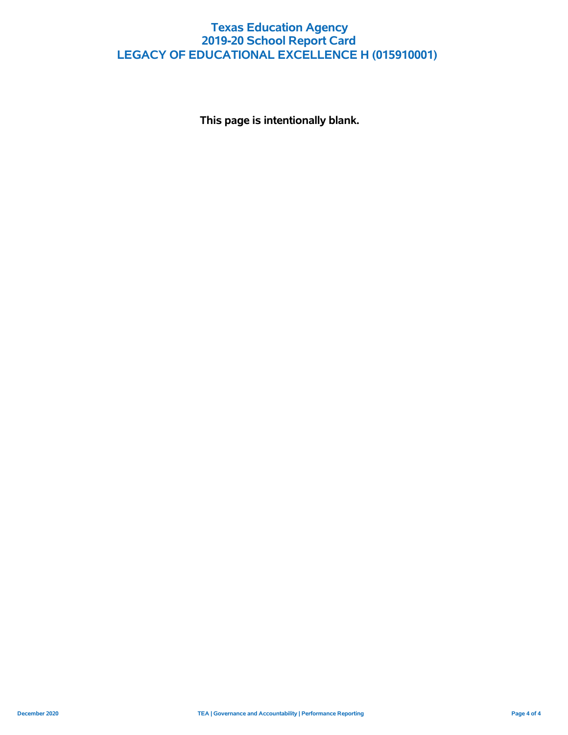# Texas Education Agency
# 2019-20 School Report Card
# LEGACY OF EDUCATIONAL EXCELLENCE H (015910001)

**This page is intentionally blank.**